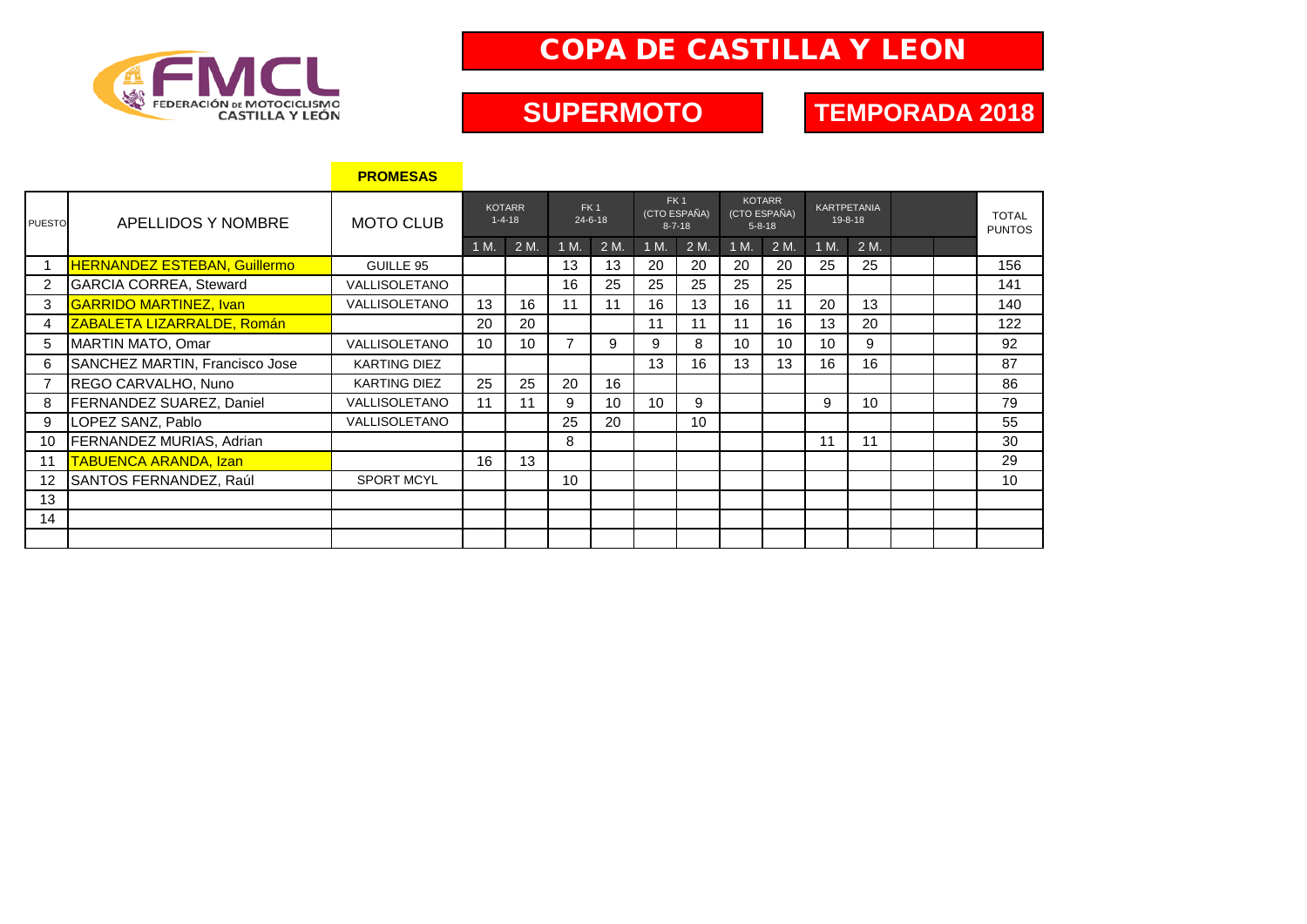# COPA DE CASTILLA Y LEON

## SUPERMOTO

## TEMPORADA 2018

**PROMESAS**

| PUESTO | APELLIDOS Y NOMBRE | MOTO CLUB | KOTARR 1-4-18 | | FK 1 24-6-18 | | FK 1 (CTO ESPAÑA) 8-7-18 | | KOTARR (CTO ESPAÑA) 5-8-18 | | KARTPETANIA 19-8-18 | | | | TOTAL PUNTOS |
|---|---|---|---|---|---|---|---|---|---|---|---|---|---|---|---|
| | | | 1 M. | 2 M. | 1 M. | 2 M. | 1 M. | 2 M. | 1 M. | 2 M. | 1 M. | 2 M. | | | |
| 1 | HERNANDEZ ESTEBAN, Guillermo | GUILLE 95 | | | 13 | 13 | 20 | 20 | 20 | 20 | 25 | 25 | | | 156 |
| 2 | GARCIA CORREA, Steward | VALLISOLETANO | | | 16 | 25 | 25 | 25 | 25 | 25 | | | | | 141 |
| 3 | GARRIDO MARTINEZ, Ivan | VALLISOLETANO | 13 | 16 | 11 | 11 | 16 | 13 | 16 | 11 | 20 | 13 | | | 140 |
| 4 | ZABALETA LIZARRALDE, Román | | 20 | 20 | | | 11 | 11 | 11 | 16 | 13 | 20 | | | 122 |
| 5 | MARTIN MATO, Omar | VALLISOLETANO | 10 | 10 | 7 | 9 | 9 | 8 | 10 | 10 | 10 | 9 | | | 92 |
| 6 | SANCHEZ MARTIN, Francisco Jose | KARTING DIEZ | | | | | 13 | 16 | 13 | 13 | 16 | 16 | | | 87 |
| 7 | REGO CARVALHO, Nuno | KARTING DIEZ | 25 | 25 | 20 | 16 | | | | | | | | | 86 |
| 8 | FERNANDEZ SUAREZ, Daniel | VALLISOLETANO | 11 | 11 | 9 | 10 | 10 | 9 | | | 9 | 10 | | | 79 |
| 9 | LOPEZ SANZ, Pablo | VALLISOLETANO | | | 25 | 20 | | 10 | | | | | | | 55 |
| 10 | FERNANDEZ MURIAS, Adrian | | | | 8 | | | | | | 11 | 11 | | | 30 |
| 11 | TABUENCA ARANDA, Izan | | 16 | 13 | | | | | | | | | | | 29 |
| 12 | SANTOS FERNANDEZ, Raúl | SPORT MCYL | | | 10 | | | | | | | | | | 10 |
| 13 | | | | | | | | | | | | | | | |
| 14 | | | | | | | | | | | | | | | |
| | | | | | | | | | | | | | | | |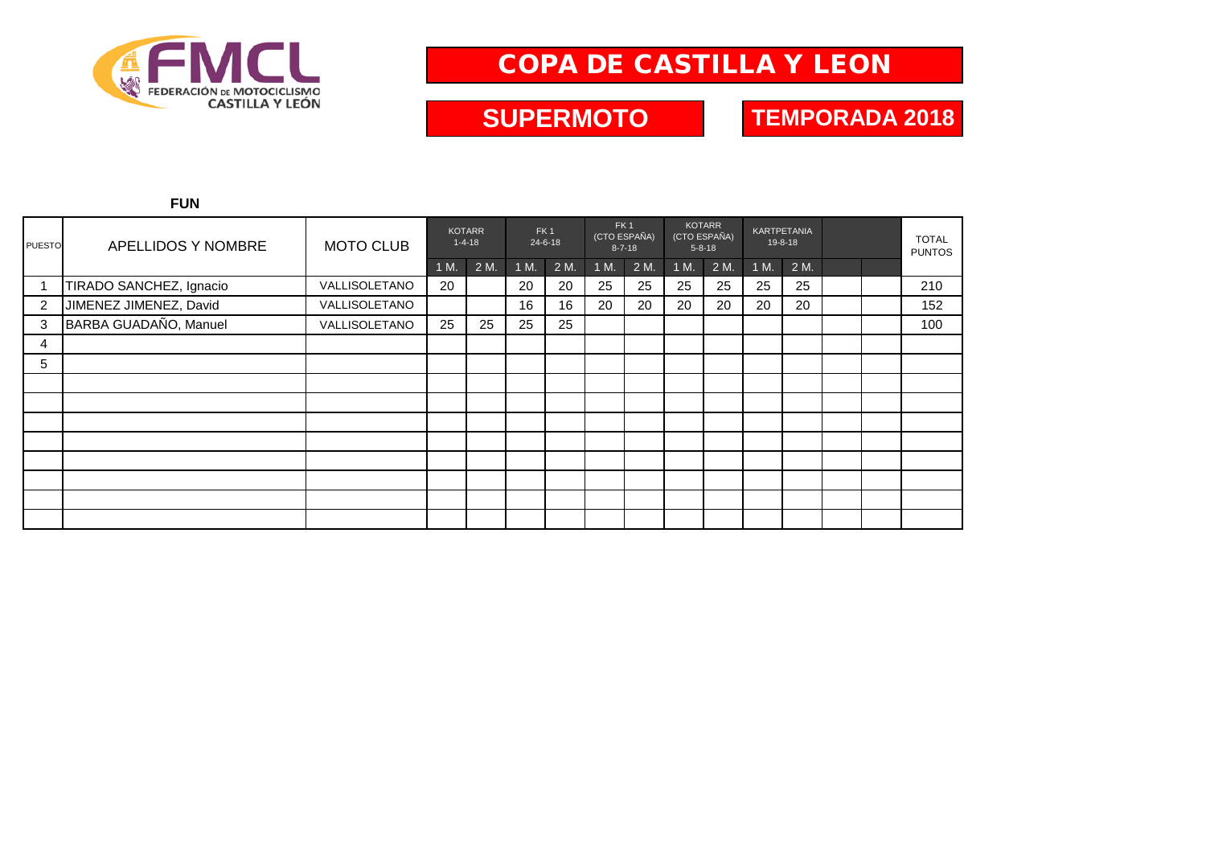# COPA DE CASTILLA Y LEON

## SUPERMOTO

## TEMPORADA 2018

**FUN**

| PUESTO | APELLIDOS Y NOMBRE | MOTO CLUB | KOTARR 1-4-18 | | FK 1 24-6-18 | | FK 1 (CTO ESPAÑA) 8-7-18 | | KOTARR (CTO ESPAÑA) 5-8-18 | | KARTPETANIA 19-8-18 | | | | TOTAL PUNTOS |
|---|---|---|---|---|---|---|---|---|---|---|---|---|---|---|---|
| | | | 1 M. | 2 M. | 1 M. | 2 M. | 1 M. | 2 M. | 1 M. | 2 M. | 1 M. | 2 M. | | | |
| 1 | TIRADO SANCHEZ, Ignacio | VALLISOLETANO | 20 | | 20 | 20 | 25 | 25 | 25 | 25 | 25 | 25 | | | 210 |
| 2 | JIMENEZ JIMENEZ, David | VALLISOLETANO | | | 16 | 16 | 20 | 20 | 20 | 20 | 20 | 20 | | | 152 |
| 3 | BARBA GUADAÑO, Manuel | VALLISOLETANO | 25 | 25 | 25 | 25 | | | | | | | | | 100 |
| 4 | | | | | | | | | | | | | | | |
| 5 | | | | | | | | | | | | | | | |
| | | | | | | | | | | | | | | | |
| | | | | | | | | | | | | | | | |
| | | | | | | | | | | | | | | | |
| | | | | | | | | | | | | | | | |
| | | | | | | | | | | | | | | | |
| | | | | | | | | | | | | | | | |
| | | | | | | | | | | | | | | | |
| | | | | | | | | | | | | | | | |